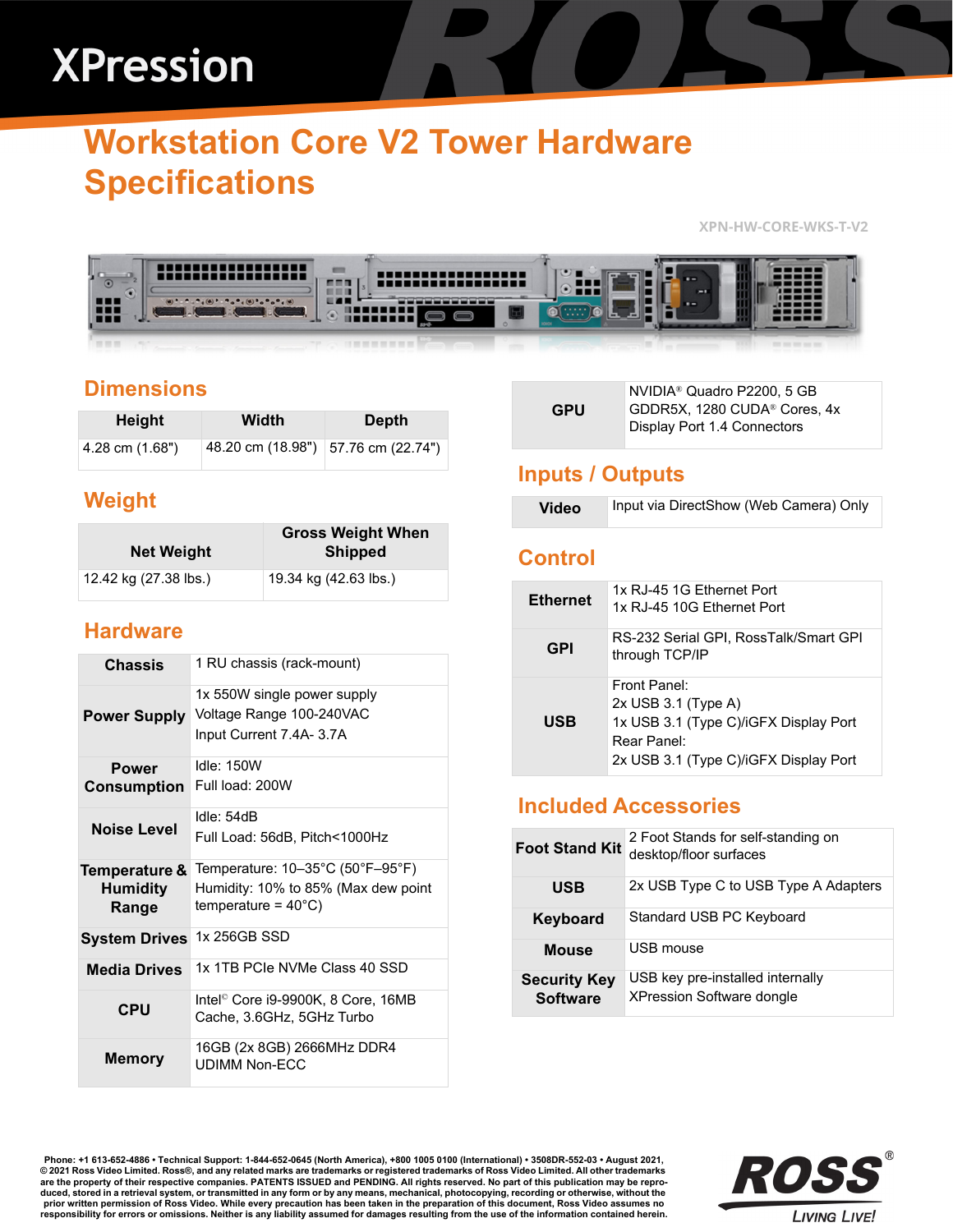# XPression

## Workstation Core V2 Tower Hardware Specifications

XPN-HW-CORE-WKS-T-V2

### Dimensions

| Height | Width | Depth |
|---|---|---|
| 4.28 cm (1.68") | 48.20 cm (18.98") | 57.76 cm (22.74") |

### Weight

| Net Weight | Gross Weight When Shipped |
|---|---|
| 12.42 kg (27.38 lbs.) | 19.34 kg (42.63 lbs.) |

### Hardware

| | |
|---|---|
| **Chassis** | 1 RU chassis (rack-mount) |
| **Power Supply** | 1x 550W single power supply<br>Voltage Range 100-240VAC<br>Input Current 7.4A- 3.7A |
| **Power Consumption** | Idle: 150W<br>Full load: 200W |
| **Noise Level** | Idle: 54dB<br>Full Load: 56dB, Pitch<1000Hz |
| **Temperature & Humidity Range** | Temperature: 10–35°C (50°F–95°F)<br>Humidity: 10% to 85% (Max dew point temperature = 40°C) |
| **System Drives** | 1x 256GB SSD |
| **Media Drives** | 1x 1TB PCIe NVMe Class 40 SSD |
| **CPU** | Intel© Core i9-9900K, 8 Core, 16MB Cache, 3.6GHz, 5GHz Turbo |
| **Memory** | 16GB (2x 8GB) 2666MHz DDR4 UDIMM Non-ECC |
| **GPU** | NVIDIA® Quadro P2200, 5 GB GDDR5X, 1280 CUDA® Cores, 4x Display Port 1.4 Connectors |

### Inputs / Outputs

| | |
|---|---|
| **Video** | Input via DirectShow (Web Camera) Only |

### Control

| | |
|---|---|
| **Ethernet** | 1x RJ-45 1G Ethernet Port<br>1x RJ-45 10G Ethernet Port |
| **GPI** | RS-232 Serial GPI, RossTalk/Smart GPI through TCP/IP |
| **USB** | Front Panel:<br>2x USB 3.1 (Type A)<br>1x USB 3.1 (Type C)/iGFX Display Port<br>Rear Panel:<br>2x USB 3.1 (Type C)/iGFX Display Port |

### Included Accessories

| | |
|---|---|
| **Foot Stand Kit** | 2 Foot Stands for self-standing on desktop/floor surfaces |
| **USB** | 2x USB Type C to USB Type A Adapters |
| **Keyboard** | Standard USB PC Keyboard |
| **Mouse** | USB mouse |
| **Security Key Software** | USB key pre-installed internally<br>XPression Software dongle |

Phone: +1 613-652-4886 • Technical Support: 1-844-652-0645 (North America), +800 1005 0100 (International) • 3508DR-552-03 • August 2021, © 2021 Ross Video Limited. Ross®, and any related marks are trademarks or registered trademarks of Ross Video Limited. All other trademarks are the property of their respective companies. PATENTS ISSUED and PENDING. All rights reserved. No part of this publication may be reproduced, stored in a retrieval system, or transmitted in any form or by any means, mechanical, photocopying, recording or otherwise, without the prior written permission of Ross Video. While every precaution has been taken in the preparation of this document, Ross Video assumes no responsibility for errors or omissions. Neither is any liability assumed for damages resulting from the use of the information contained herein.

ROSS® LIVING LIVE!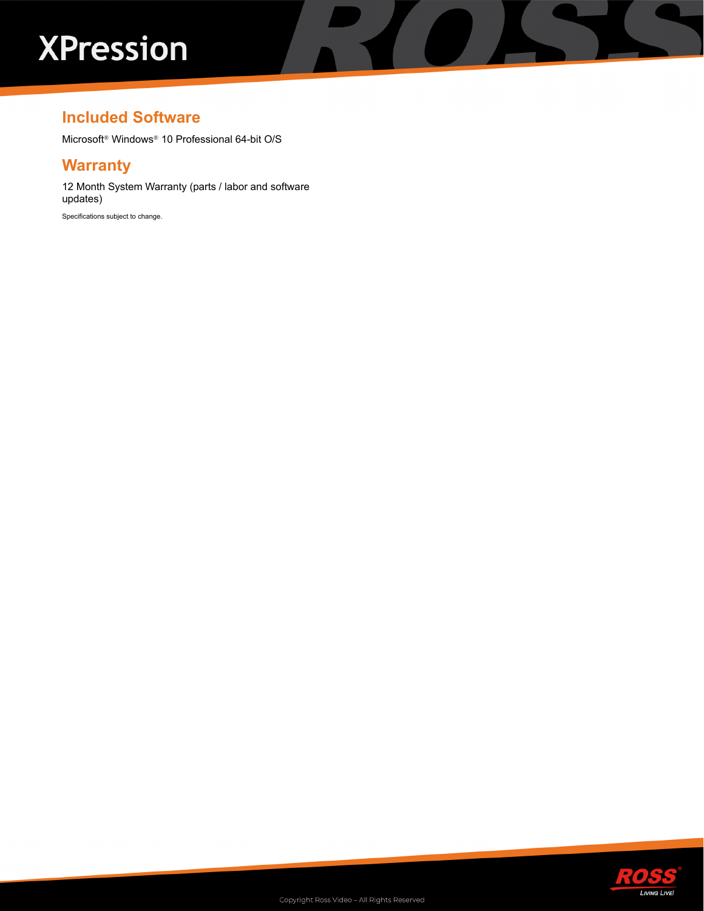## Included Software

Microsoft® Windows® 10 Professional 64-bit O/S

## Warranty

12 Month System Warranty (parts / labor and software updates)

Specifications subject to change.